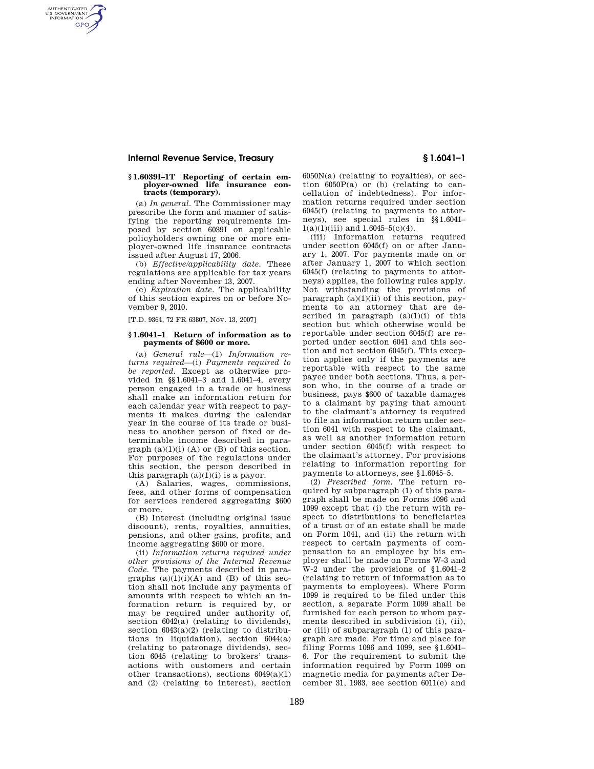## § 1.6039I–1T Reporting of certain employer-owned life insurance contracts (temporary).

(a) *In general.* The Commissioner may prescribe the form and manner of satisfying the reporting requirements imposed by section 6039I on applicable policyholders owning one or more employer-owned life insurance contracts issued after August 17, 2006.

(b) *Effective/applicability date.* These regulations are applicable for tax years ending after November 13, 2007.

(c) *Expiration date.* The applicability of this section expires on or before November 9, 2010.

[T.D. 9364, 72 FR 63807, Nov. 13, 2007]

## § 1.6041–1 Return of information as to payments of $600 or more.

(a) *General rule*—(1) *Information returns required*—(i) *Payments required to be reported.* Except as otherwise provided in §§ 1.6041–3 and 1.6041–4, every person engaged in a trade or business shall make an information return for each calendar year with respect to payments it makes during the calendar year in the course of its trade or business to another person of fixed or determinable income described in paragraph (a)(1)(i) (A) or (B) of this section. For purposes of the regulations under this section, the person described in this paragraph (a)(1)(i) is a payor.

(A) Salaries, wages, commissions, fees, and other forms of compensation for services rendered aggregating $600 or more.

(B) Interest (including original issue discount), rents, royalties, annuities, pensions, and other gains, profits, and income aggregating $600 or more.

(ii) *Information returns required under other provisions of the Internal Revenue Code.* The payments described in paragraphs (a)(1)(i)(A) and (B) of this section shall not include any payments of amounts with respect to which an information return is required by, or may be required under authority of, section 6042(a) (relating to dividends), section 6043(a)(2) (relating to distributions in liquidation), section 6044(a) (relating to patronage dividends), section 6045 (relating to brokers' transactions with customers and certain other transactions), sections 6049(a)(1) and (2) (relating to interest), section 6050N(a) (relating to royalties), or section 6050P(a) or (b) (relating to cancellation of indebtedness). For information returns required under section 6045(f) (relating to payments to attorneys), see special rules in §§ 1.6041–1(a)(1)(iii) and 1.6045–5(c)(4).

(iii) Information returns required under section 6045(f) on or after January 1, 2007. For payments made on or after January 1, 2007 to which section 6045(f) (relating to payments to attorneys) applies, the following rules apply. Not withstanding the provisions of paragraph (a)(1)(ii) of this section, payments to an attorney that are described in paragraph (a)(1)(i) of this section but which otherwise would be reportable under section 6045(f) are reported under section 6041 and this section and not section 6045(f). This exception applies only if the payments are reportable with respect to the same payee under both sections. Thus, a person who, in the course of a trade or business, pays $600 of taxable damages to a claimant by paying that amount to the claimant's attorney is required to file an information return under section 6041 with respect to the claimant, as well as another information return under section 6045(f) with respect to the claimant's attorney. For provisions relating to information reporting for payments to attorneys, see § 1.6045–5.

(2) *Prescribed form.* The return required by subparagraph (1) of this paragraph shall be made on Forms 1096 and 1099 except that (i) the return with respect to distributions to beneficiaries of a trust or of an estate shall be made on Form 1041, and (ii) the return with respect to certain payments of compensation to an employee by his employer shall be made on Forms W-3 and W-2 under the provisions of § 1.6041–2 (relating to return of information as to payments to employees). Where Form 1099 is required to be filed under this section, a separate Form 1099 shall be furnished for each person to whom payments described in subdivision (i), (ii), or (iii) of subparagraph (1) of this paragraph are made. For time and place for filing Forms 1096 and 1099, see § 1.6041–6. For the requirement to submit the information required by Form 1099 on magnetic media for payments after December 31, 1983, see section 6011(e) and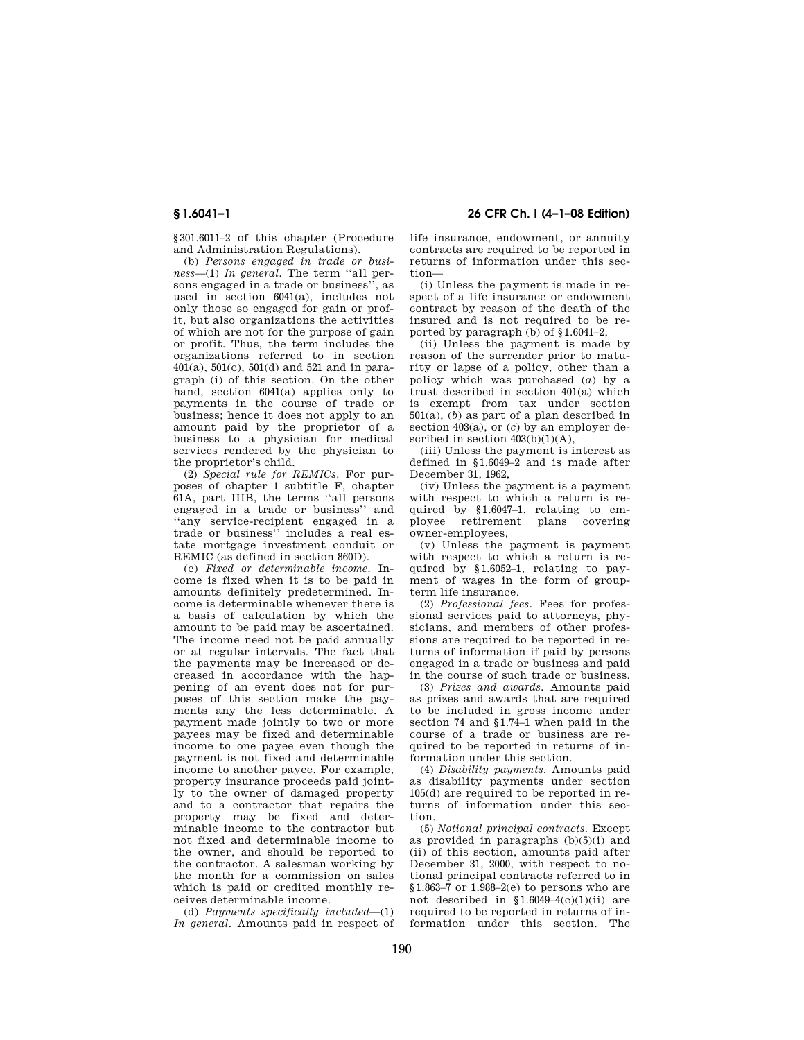§301.6011–2 of this chapter (Procedure and Administration Regulations).

(b) *Persons engaged in trade or business*—(1) *In general.* The term ''all persons engaged in a trade or business'', as used in section 6041(a), includes not only those so engaged for gain or profit, but also organizations the activities of which are not for the purpose of gain or profit. Thus, the term includes the organizations referred to in section 401(a), 501(c), 501(d) and 521 and in paragraph (i) of this section. On the other hand, section 6041(a) applies only to payments in the course of trade or business; hence it does not apply to an amount paid by the proprietor of a business to a physician for medical services rendered by the physician to the proprietor's child.

(2) *Special rule for REMICs.* For purposes of chapter 1 subtitle F, chapter 61A, part IIIB, the terms ''all persons engaged in a trade or business'' and ''any service-recipient engaged in a trade or business'' includes a real estate mortgage investment conduit or REMIC (as defined in section 860D).

(c) *Fixed or determinable income.* Income is fixed when it is to be paid in amounts definitely predetermined. Income is determinable whenever there is a basis of calculation by which the amount to be paid may be ascertained. The income need not be paid annually or at regular intervals. The fact that the payments may be increased or decreased in accordance with the happening of an event does not for purposes of this section make the payments any the less determinable. A payment made jointly to two or more payees may be fixed and determinable income to one payee even though the payment is not fixed and determinable income to another payee. For example, property insurance proceeds paid jointly to the owner of damaged property and to a contractor that repairs the property may be fixed and determinable income to the contractor but not fixed and determinable income to the owner, and should be reported to the contractor. A salesman working by the month for a commission on sales which is paid or credited monthly receives determinable income.

(d) *Payments specifically included*—(1) *In general.* Amounts paid in respect of life insurance, endowment, or annuity contracts are required to be reported in returns of information under this section—

(i) Unless the payment is made in respect of a life insurance or endowment contract by reason of the death of the insured and is not required to be reported by paragraph (b) of §1.6041–2,

(ii) Unless the payment is made by reason of the surrender prior to maturity or lapse of a policy, other than a policy which was purchased (*a*) by a trust described in section 401(a) which is exempt from tax under section 501(a), (*b*) as part of a plan described in section 403(a), or (*c*) by an employer described in section 403(b)(1)(A),

(iii) Unless the payment is interest as defined in §1.6049–2 and is made after December 31, 1962,

(iv) Unless the payment is a payment with respect to which a return is required by §1.6047–1, relating to employee retirement plans covering owner-employees,

(v) Unless the payment is payment with respect to which a return is required by §1.6052–1, relating to payment of wages in the form of group-term life insurance.

(2) *Professional fees.* Fees for professional services paid to attorneys, physicians, and members of other professions are required to be reported in returns of information if paid by persons engaged in a trade or business and paid in the course of such trade or business.

(3) *Prizes and awards.* Amounts paid as prizes and awards that are required to be included in gross income under section 74 and §1.74–1 when paid in the course of a trade or business are required to be reported in returns of information under this section.

(4) *Disability payments.* Amounts paid as disability payments under section 105(d) are required to be reported in returns of information under this section.

(5) *Notional principal contracts.* Except as provided in paragraphs (b)(5)(i) and (ii) of this section, amounts paid after December 31, 2000, with respect to notional principal contracts referred to in §1.863–7 or 1.988–2(e) to persons who are not described in §1.6049–4(c)(1)(ii) are required to be reported in returns of information under this section. The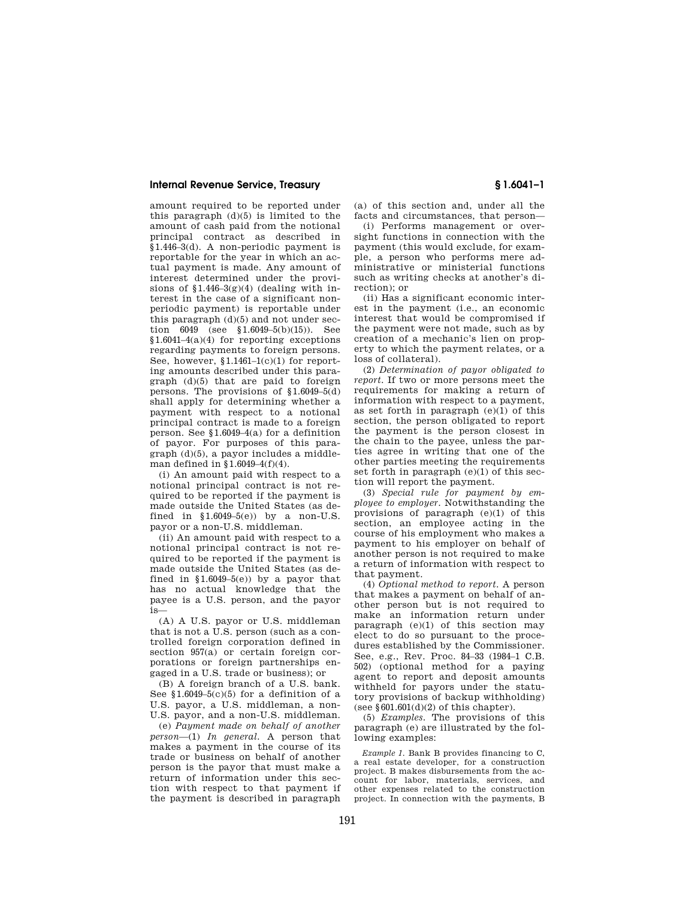amount required to be reported under this paragraph (d)(5) is limited to the amount of cash paid from the notional principal contract as described in §1.446–3(d). A non-periodic payment is reportable for the year in which an actual payment is made. Any amount of interest determined under the provisions of §1.446–3(g)(4) (dealing with interest in the case of a significant non-periodic payment) is reportable under this paragraph (d)(5) and not under section 6049 (see §1.6049–5(b)(15)). See §1.6041–4(a)(4) for reporting exceptions regarding payments to foreign persons. See, however, §1.1461–1(c)(1) for reporting amounts described under this paragraph (d)(5) that are paid to foreign persons. The provisions of §1.6049–5(d) shall apply for determining whether a payment with respect to a notional principal contract is made to a foreign person. See §1.6049–4(a) for a definition of payor. For purposes of this paragraph (d)(5), a payor includes a middleman defined in §1.6049–4(f)(4).

(i) An amount paid with respect to a notional principal contract is not required to be reported if the payment is made outside the United States (as defined in §1.6049–5(e)) by a non-U.S. payor or a non-U.S. middleman.

(ii) An amount paid with respect to a notional principal contract is not required to be reported if the payment is made outside the United States (as defined in §1.6049–5(e)) by a payor that has no actual knowledge that the payee is a U.S. person, and the payor is—

(A) A U.S. payor or U.S. middleman that is not a U.S. person (such as a controlled foreign corporation defined in section 957(a) or certain foreign corporations or foreign partnerships engaged in a U.S. trade or business); or

(B) A foreign branch of a U.S. bank. See §1.6049–5(c)(5) for a definition of a U.S. payor, a U.S. middleman, a non-U.S. payor, and a non-U.S. middleman.

(e) *Payment made on behalf of another person*—(1) *In general.* A person that makes a payment in the course of its trade or business on behalf of another person is the payor that must make a return of information under this section with respect to that payment if the payment is described in paragraph (a) of this section and, under all the facts and circumstances, that person—

(i) Performs management or oversight functions in connection with the payment (this would exclude, for example, a person who performs mere administrative or ministerial functions such as writing checks at another's direction); or

(ii) Has a significant economic interest in the payment (i.e., an economic interest that would be compromised if the payment were not made, such as by creation of a mechanic's lien on property to which the payment relates, or a loss of collateral).

(2) *Determination of payor obligated to report.* If two or more persons meet the requirements for making a return of information with respect to a payment, as set forth in paragraph (e)(1) of this section, the person obligated to report the payment is the person closest in the chain to the payee, unless the parties agree in writing that one of the other parties meeting the requirements set forth in paragraph (e)(1) of this section will report the payment.

(3) *Special rule for payment by employee to employer.* Notwithstanding the provisions of paragraph (e)(1) of this section, an employee acting in the course of his employment who makes a payment to his employer on behalf of another person is not required to make a return of information with respect to that payment.

(4) *Optional method to report.* A person that makes a payment on behalf of another person but is not required to make an information return under paragraph (e)(1) of this section may elect to do so pursuant to the procedures established by the Commissioner. See, e.g., Rev. Proc. 84–33 (1984–1 C.B. 502) (optional method for a paying agent to report and deposit amounts withheld for payors under the statutory provisions of backup withholding) (see §601.601(d)(2) of this chapter).

(5) *Examples.* The provisions of this paragraph (e) are illustrated by the following examples:

*Example 1.* Bank B provides financing to C, a real estate developer, for a construction project. B makes disbursements from the account for labor, materials, services, and other expenses related to the construction project. In connection with the payments, B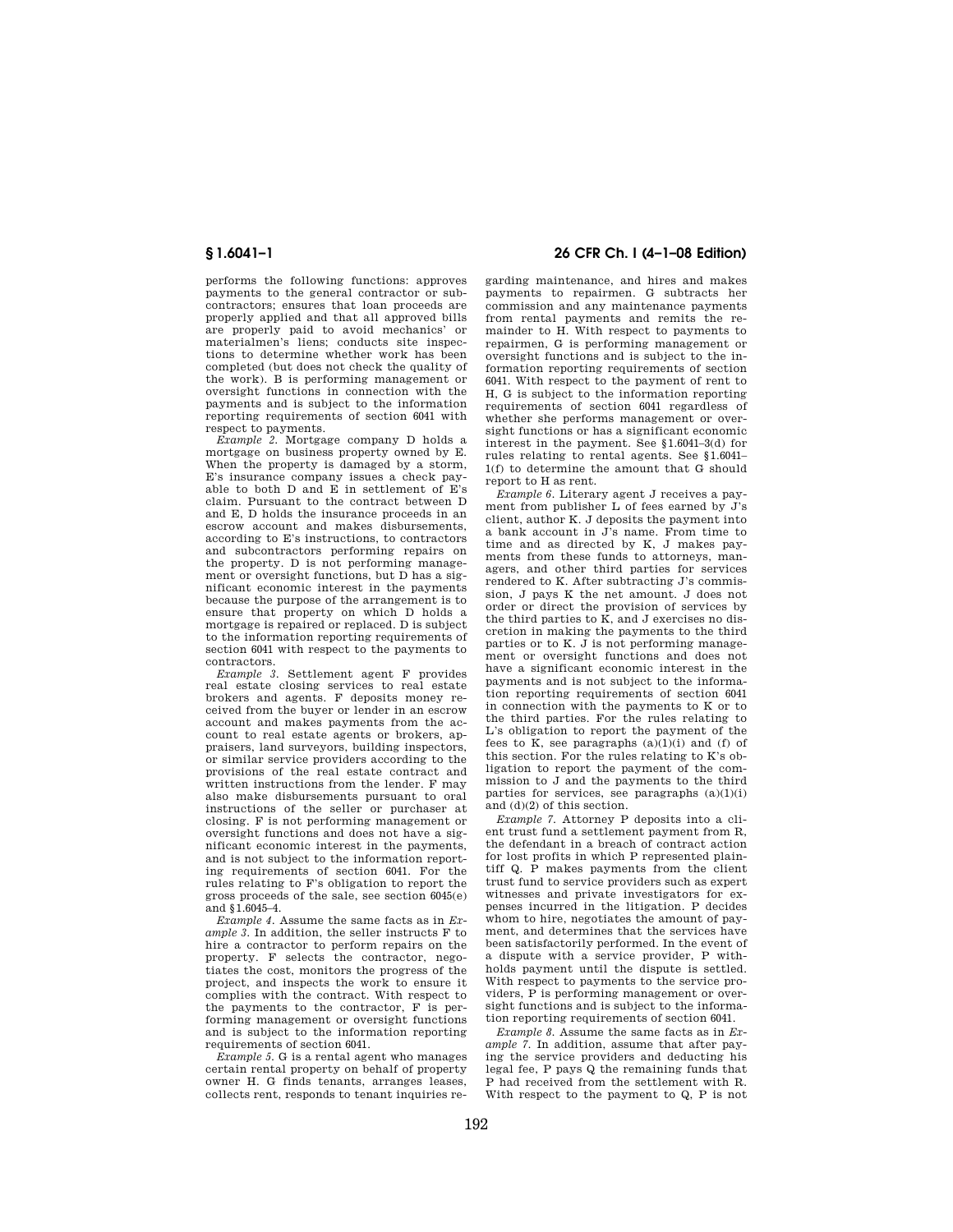performs the following functions: approves payments to the general contractor or subcontractors; ensures that loan proceeds are properly applied and that all approved bills are properly paid to avoid mechanics' or materialmen's liens; conducts site inspections to determine whether work has been completed (but does not check the quality of the work). B is performing management or oversight functions in connection with the payments and is subject to the information reporting requirements of section 6041 with respect to payments.

*Example 2.* Mortgage company D holds a mortgage on business property owned by E. When the property is damaged by a storm, E's insurance company issues a check payable to both D and E in settlement of E's claim. Pursuant to the contract between D and E, D holds the insurance proceeds in an escrow account and makes disbursements, according to E's instructions, to contractors and subcontractors performing repairs on the property. D is not performing management or oversight functions, but D has a significant economic interest in the payments because the purpose of the arrangement is to ensure that property on which D holds a mortgage is repaired or replaced. D is subject to the information reporting requirements of section 6041 with respect to the payments to contractors.

*Example 3.* Settlement agent F provides real estate closing services to real estate brokers and agents. F deposits money received from the buyer or lender in an escrow account and makes payments from the account to real estate agents or brokers, appraisers, land surveyors, building inspectors, or similar service providers according to the provisions of the real estate contract and written instructions from the lender. F may also make disbursements pursuant to oral instructions of the seller or purchaser at closing. F is not performing management or oversight functions and does not have a significant economic interest in the payments, and is not subject to the information reporting requirements of section 6041. For the rules relating to F's obligation to report the gross proceeds of the sale, see section 6045(e) and §1.6045–4.

*Example 4.* Assume the same facts as in *Example 3*. In addition, the seller instructs F to hire a contractor to perform repairs on the property. F selects the contractor, negotiates the cost, monitors the progress of the project, and inspects the work to ensure it complies with the contract. With respect to the payments to the contractor, F is performing management or oversight functions and is subject to the information reporting requirements of section 6041.

*Example 5.* G is a rental agent who manages certain rental property on behalf of property owner H. G finds tenants, arranges leases, collects rent, responds to tenant inquiries regarding maintenance, and hires and makes payments to repairmen. G subtracts her commission and any maintenance payments from rental payments and remits the remainder to H. With respect to payments to repairmen, G is performing management or oversight functions and is subject to the information reporting requirements of section 6041. With respect to the payment of rent to H, G is subject to the information reporting requirements of section 6041 regardless of whether she performs management or oversight functions or has a significant economic interest in the payment. See §1.6041–3(d) for rules relating to rental agents. See §1.6041–1(f) to determine the amount that G should report to H as rent.

*Example 6.* Literary agent J receives a payment from publisher L of fees earned by J's client, author K. J deposits the payment into a bank account in J's name. From time to time and as directed by K, J makes payments from these funds to attorneys, managers, and other third parties for services rendered to K. After subtracting J's commission, J pays K the net amount. J does not order or direct the provision of services by the third parties to K, and J exercises no discretion in making the payments to the third parties or to K. J is not performing management or oversight functions and does not have a significant economic interest in the payments and is not subject to the information reporting requirements of section 6041 in connection with the payments to K or to the third parties. For the rules relating to L's obligation to report the payment of the fees to K, see paragraphs (a)(1)(i) and (f) of this section. For the rules relating to K's obligation to report the payment of the commission to J and the payments to the third parties for services, see paragraphs (a)(1)(i) and (d)(2) of this section.

*Example 7.* Attorney P deposits into a client trust fund a settlement payment from R, the defendant in a breach of contract action for lost profits in which P represented plaintiff Q. P makes payments from the client trust fund to service providers such as expert witnesses and private investigators for expenses incurred in the litigation. P decides whom to hire, negotiates the amount of payment, and determines that the services have been satisfactorily performed. In the event of a dispute with a service provider, P withholds payment until the dispute is settled. With respect to payments to the service providers, P is performing management or oversight functions and is subject to the information reporting requirements of section 6041.

*Example 8.* Assume the same facts as in *Example 7*. In addition, assume that after paying the service providers and deducting his legal fee, P pays Q the remaining funds that P had received from the settlement with R. With respect to the payment to Q, P is not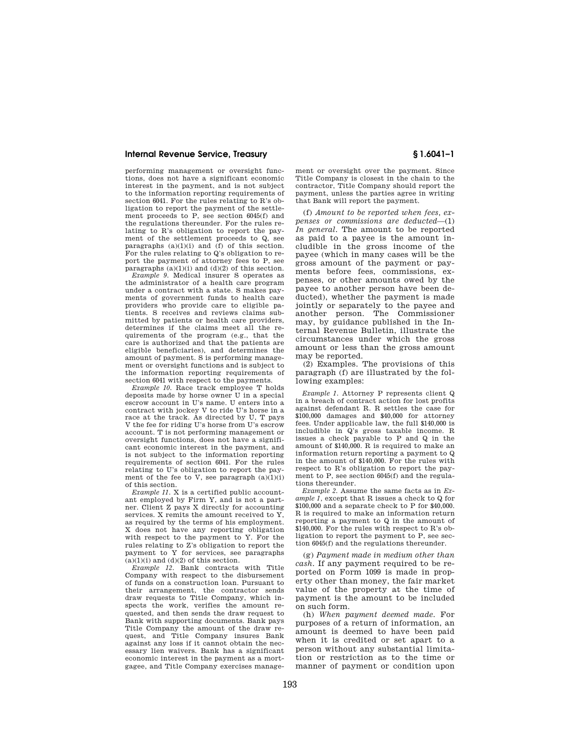performing management or oversight functions, does not have a significant economic interest in the payment, and is not subject to the information reporting requirements of section 6041. For the rules relating to R's obligation to report the payment of the settlement proceeds to P, see section 6045(f) and the regulations thereunder. For the rules relating to R's obligation to report the payment of the settlement proceeds to Q, see paragraphs (a)(1)(i) and (f) of this section. For the rules relating to Q's obligation to report the payment of attorney fees to P, see paragraphs (a)(1)(i) and (d)(2) of this section.

*Example 9.* Medical insurer S operates as the administrator of a health care program under a contract with a state. S makes payments of government funds to health care providers who provide care to eligible patients. S receives and reviews claims submitted by patients or health care providers, determines if the claims meet all the requirements of the program (e.g., that the care is authorized and that the patients are eligible beneficiaries), and determines the amount of payment. S is performing management or oversight functions and is subject to the information reporting requirements of section 6041 with respect to the payments.

*Example 10.* Race track employee T holds deposits made by horse owner U in a special escrow account in U's name. U enters into a contract with jockey V to ride U's horse in a race at the track. As directed by U, T pays V the fee for riding U's horse from U's escrow account. T is not performing management or oversight functions, does not have a significant economic interest in the payment, and is not subject to the information reporting requirements of section 6041. For the rules relating to U's obligation to report the payment of the fee to V, see paragraph (a)(1)(i) of this section.

*Example 11.* X is a certified public accountant employed by Firm Y, and is not a partner. Client Z pays X directly for accounting services. X remits the amount received to Y, as required by the terms of his employment. X does not have any reporting obligation with respect to the payment to Y. For the rules relating to Z's obligation to report the payment to Y for services, see paragraphs (a)(1)(i) and (d)(2) of this section.

*Example 12.* Bank contracts with Title Company with respect to the disbursement of funds on a construction loan. Pursuant to their arrangement, the contractor sends draw requests to Title Company, which inspects the work, verifies the amount requested, and then sends the draw request to Bank with supporting documents. Bank pays Title Company the amount of the draw request, and Title Company insures Bank against any loss if it cannot obtain the necessary lien waivers. Bank has a significant economic interest in the payment as a mortgagee, and Title Company exercises management or oversight over the payment. Since Title Company is closest in the chain to the contractor, Title Company should report the payment, unless the parties agree in writing that Bank will report the payment.

(f) *Amount to be reported when fees, expenses or commissions are deducted*—(1) *In general.* The amount to be reported as paid to a payee is the amount includible in the gross income of the payee (which in many cases will be the gross amount of the payment or payments before fees, commissions, expenses, or other amounts owed by the payee to another person have been deducted), whether the payment is made jointly or separately to the payee and another person. The Commissioner may, by guidance published in the Internal Revenue Bulletin, illustrate the circumstances under which the gross amount or less than the gross amount may be reported.

(2) Examples. The provisions of this paragraph (f) are illustrated by the following examples:

*Example 1.* Attorney P represents client Q in a breach of contract action for lost profits against defendant R. R settles the case for $100,000 damages and $40,000 for attorney fees. Under applicable law, the full $140,000 is includible in Q's gross taxable income. R issues a check payable to P and Q in the amount of $140,000. R is required to make an information return reporting a payment to Q in the amount of $140,000. For the rules with respect to R's obligation to report the payment to P, see section 6045(f) and the regulations thereunder.

*Example 2.* Assume the same facts as in *Example 1*, except that R issues a check to Q for $100,000 and a separate check to P for $40,000. R is required to make an information return reporting a payment to Q in the amount of $140,000. For the rules with respect to R's obligation to report the payment to P, see section 6045(f) and the regulations thereunder.

(g) *Payment made in medium other than cash.* If any payment required to be reported on Form 1099 is made in property other than money, the fair market value of the property at the time of payment is the amount to be included on such form.

(h) *When payment deemed made.* For purposes of a return of information, an amount is deemed to have been paid when it is credited or set apart to a person without any substantial limitation or restriction as to the time or manner of payment or condition upon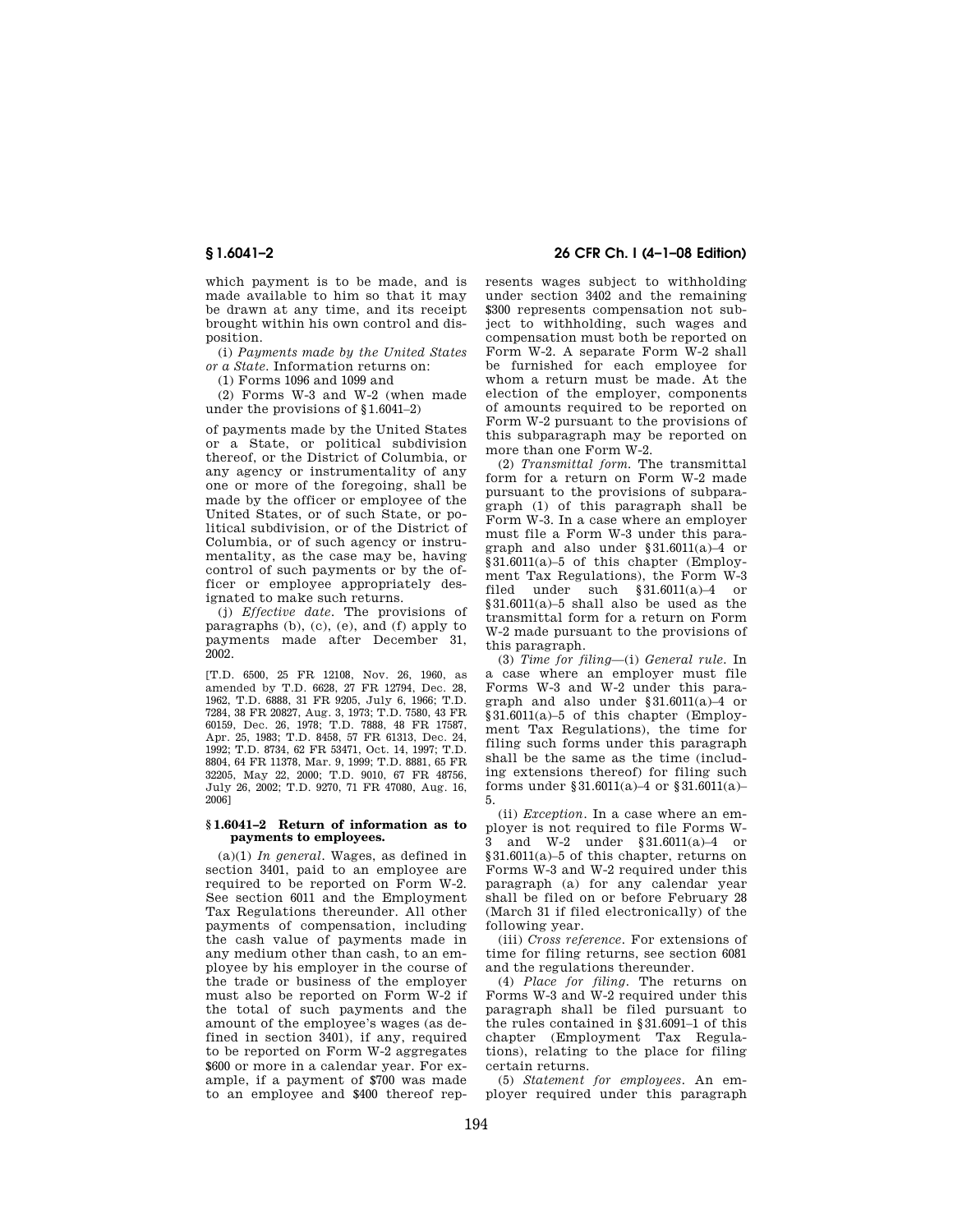which payment is to be made, and is made available to him so that it may be drawn at any time, and its receipt brought within his own control and disposition.

(i) *Payments made by the United States or a State.* Information returns on:

(1) Forms 1096 and 1099 and

(2) Forms W-3 and W-2 (when made under the provisions of §1.6041–2)

of payments made by the United States or a State, or political subdivision thereof, or the District of Columbia, or any agency or instrumentality of any one or more of the foregoing, shall be made by the officer or employee of the United States, or of such State, or political subdivision, or of the District of Columbia, or of such agency or instrumentality, as the case may be, having control of such payments or by the officer or employee appropriately designated to make such returns.

(j) *Effective date.* The provisions of paragraphs (b), (c), (e), and (f) apply to payments made after December 31, 2002.

[T.D. 6500, 25 FR 12108, Nov. 26, 1960, as amended by T.D. 6628, 27 FR 12794, Dec. 28, 1962, T.D. 6888, 31 FR 9205, July 6, 1966; T.D. 7284, 38 FR 20827, Aug. 3, 1973; T.D. 7580, 43 FR 60159, Dec. 26, 1978; T.D. 7888, 48 FR 17587, Apr. 25, 1983; T.D. 8458, 57 FR 61313, Dec. 24, 1992; T.D. 8734, 62 FR 53471, Oct. 14, 1997; T.D. 8804, 64 FR 11378, Mar. 9, 1999; T.D. 8881, 65 FR 32205, May 22, 2000; T.D. 9010, 67 FR 48756, July 26, 2002; T.D. 9270, 71 FR 47080, Aug. 16, 2006]

### §1.6041–2 Return of information as to payments to employees.

(a)(1) *In general.* Wages, as defined in section 3401, paid to an employee are required to be reported on Form W-2. See section 6011 and the Employment Tax Regulations thereunder. All other payments of compensation, including the cash value of payments made in any medium other than cash, to an employee by his employer in the course of the trade or business of the employer must also be reported on Form W-2 if the total of such payments and the amount of the employee's wages (as defined in section 3401), if any, required to be reported on Form W-2 aggregates $600 or more in a calendar year. For example, if a payment of $700 was made to an employee and $400 thereof represents wages subject to withholding under section 3402 and the remaining $300 represents compensation not subject to withholding, such wages and compensation must both be reported on Form W-2. A separate Form W-2 shall be furnished for each employee for whom a return must be made. At the election of the employer, components of amounts required to be reported on Form W-2 pursuant to the provisions of this subparagraph may be reported on more than one Form W-2.

(2) *Transmittal form.* The transmittal form for a return on Form W-2 made pursuant to the provisions of subparagraph (1) of this paragraph shall be Form W-3. In a case where an employer must file a Form W-3 under this paragraph and also under §31.6011(a)–4 or §31.6011(a)–5 of this chapter (Employment Tax Regulations), the Form W-3 filed under such §31.6011(a)–4 or §31.6011(a)–5 shall also be used as the transmittal form for a return on Form W-2 made pursuant to the provisions of this paragraph.

(3) *Time for filing*—(i) *General rule.* In a case where an employer must file Forms W-3 and W-2 under this paragraph and also under §31.6011(a)–4 or §31.6011(a)–5 of this chapter (Employment Tax Regulations), the time for filing such forms under this paragraph shall be the same as the time (including extensions thereof) for filing such forms under §31.6011(a)–4 or §31.6011(a)–5.

(ii) *Exception.* In a case where an employer is not required to file Forms W-3 and W-2 under §31.6011(a)–4 or §31.6011(a)–5 of this chapter, returns on Forms W-3 and W-2 required under this paragraph (a) for any calendar year shall be filed on or before February 28 (March 31 if filed electronically) of the following year.

(iii) *Cross reference.* For extensions of time for filing returns, see section 6081 and the regulations thereunder.

(4) *Place for filing.* The returns on Forms W-3 and W-2 required under this paragraph shall be filed pursuant to the rules contained in §31.6091–1 of this chapter (Employment Tax Regulations), relating to the place for filing certain returns.

(5) *Statement for employees.* An employer required under this paragraph